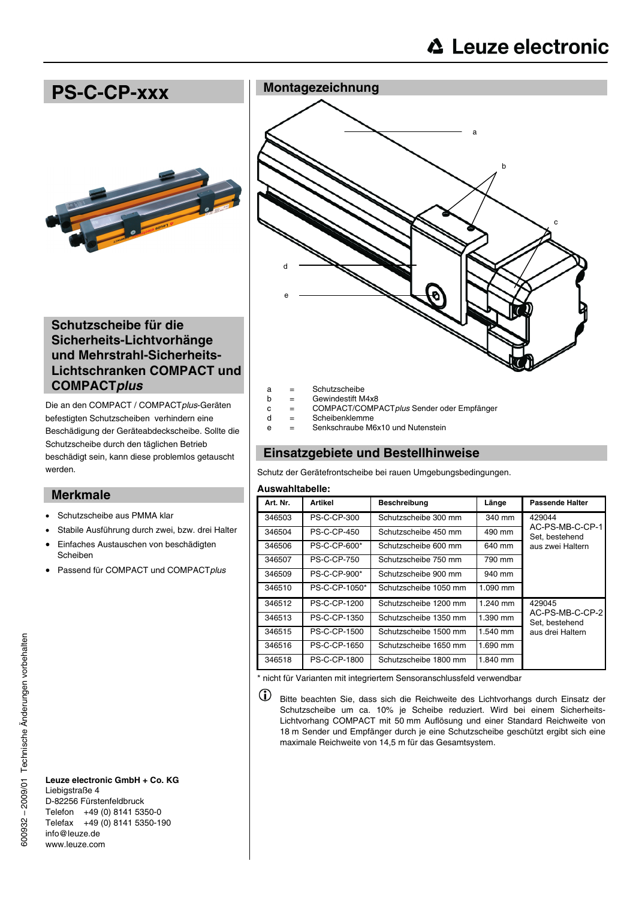# PS-C-CP-xxx

## Schutzscheibe für die Sicherheits-Lichtvorhänge und Mehrstrahl-Sicherheits-Lichtschranken COMPACT und COMPACT*plus*

Die an den COMPACT / COMPACT*plus*-Geräten befestigten Schutzscheiben verhindern eine Beschädigung der Geräteabdeckscheibe. Sollte die Schutzscheibe durch den täglichen Betrieb beschädigt sein, kann diese problemlos getauscht werden.

## Merkmale

- Schutzscheibe aus PMMA klar
- Stabile Ausführung durch zwei, bzw. drei Halter
- Einfaches Austauschen von beschädigten Scheiben
- Passend für COMPACT und COMPACT*plus*

**Leuze electronic GmbH + Co. KG**
Liebigstraße 4
D-82256 Fürstenfeldbruck
Telefon +49 (0) 8141 5350-0
Telefax +49 (0) 8141 5350-190
info@leuze.de
www.leuze.de

600932 – 2009/01 Technische Änderungen vorbehalten

## Montagezeichnung

a = Schutzscheibe
b = Gewindestift M4x8
c = COMPACT/COMPACT*plus* Sender oder Empfänger
d = Scheibenklemme
e = Senkschraube M6x10 und Nutenstein

## Einsatzgebiete und Bestellhinweise

Schutz der Gerätefrontscheibe bei rauen Umgebungsbedingungen.

**Auswahltabelle:**

| Art. Nr. | Artikel | Beschreibung | Länge | Passende Halter |
|---|---|---|---|---|
| 346503 | PS-C-CP-300 | Schutzscheibe 300 mm | 340 mm | 429044 AC-PS-MB-C-CP-1 Set, bestehend aus zwei Haltern |
| 346504 | PS-C-CP-450 | Schutzscheibe 450 mm | 490 mm | |
| 346506 | PS-C-CP-600* | Schutzscheibe 600 mm | 640 mm | |
| 346507 | PS-C-CP-750 | Schutzscheibe 750 mm | 790 mm | |
| 346509 | PS-C-CP-900* | Schutzscheibe 900 mm | 940 mm | |
| 346510 | PS-C-CP-1050* | Schutzscheibe 1050 mm | 1.090 mm | |
| 346512 | PS-C-CP-1200 | Schutzscheibe 1200 mm | 1.240 mm | 429045 AC-PS-MB-C-CP-2 Set, bestehend aus drei Haltern |
| 346513 | PS-C-CP-1350 | Schutzscheibe 1350 mm | 1.390 mm | |
| 346515 | PS-C-CP-1500 | Schutzscheibe 1500 mm | 1.540 mm | |
| 346516 | PS-C-CP-1650 | Schutzscheibe 1650 mm | 1.690 mm | |
| 346518 | PS-C-CP-1800 | Schutzscheibe 1800 mm | 1.840 mm | |

\* nicht für Varianten mit integriertem Sensoranschlussfeld verwendbar

ⓘ Bitte beachten Sie, dass sich die Reichweite des Lichtvorhangs durch Einsatz der Schutzscheibe um ca. 10% je Scheibe reduziert. Wird bei einem Sicherheits-Lichtvorhang COMPACT mit 50 mm Auflösung und einer Standard Reichweite von 18 m Sender und Empfänger durch je eine Schutzscheibe geschützt ergibt sich eine maximale Reichweite von 14,5 m für das Gesamtsystem.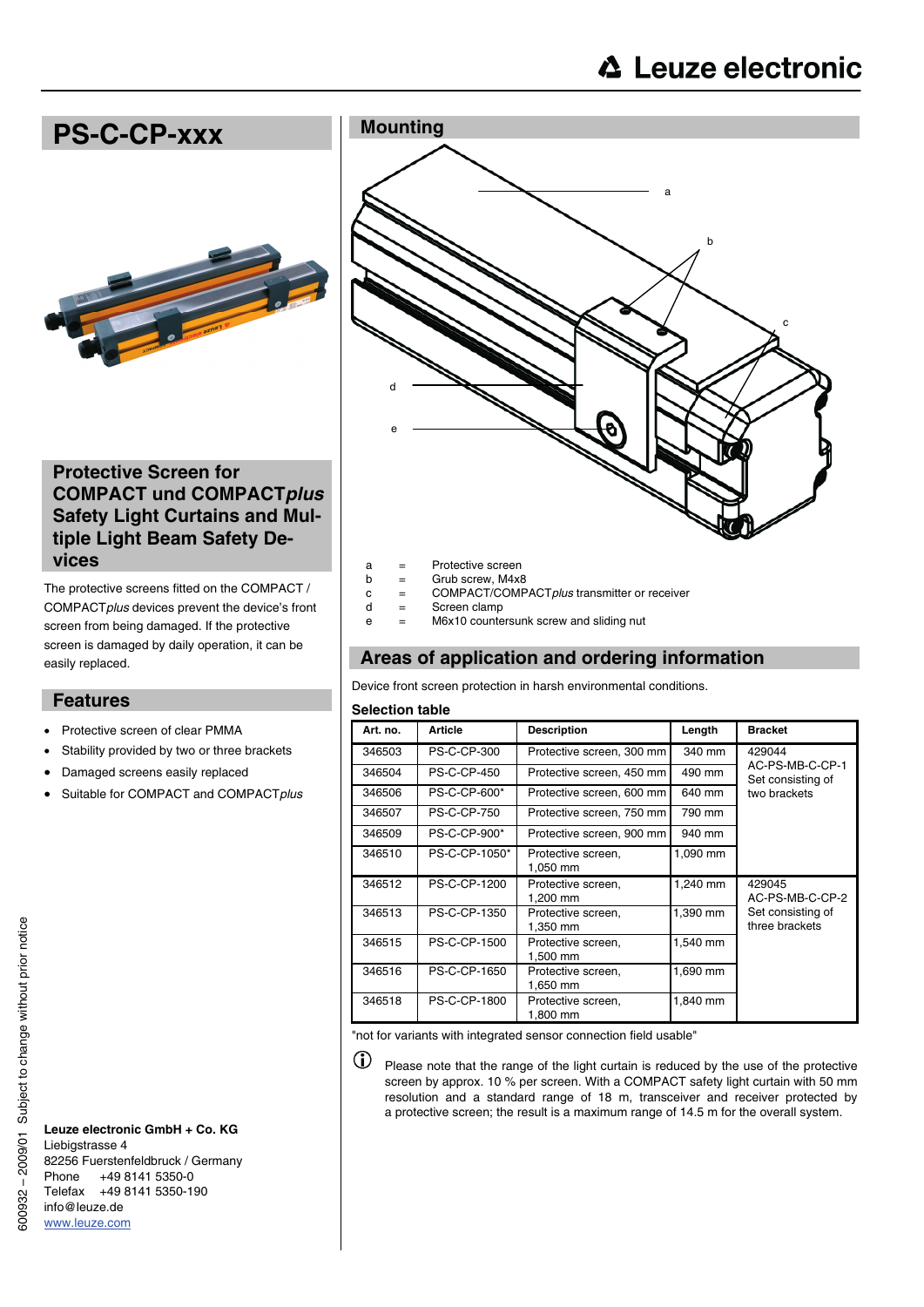# PS-C-CP-xxx

## Protective Screen for COMPACT und COMPACT*plus* Safety Light Curtains and Multiple Light Beam Safety Devices

The protective screens fitted on the COMPACT / COMPACT*plus* devices prevent the device's front screen from being damaged. If the protective screen is damaged by daily operation, it can be easily replaced.

## Features

- Protective screen of clear PMMA
- Stability provided by two or three brackets
- Damaged screens easily replaced
- Suitable for COMPACT and COMPACT*plus*

**Leuze electronic GmbH + Co. KG**
Liebigstrasse 4
82256 Fuerstenfeldbruck / Germany
Phone +49 8141 5350-0
Telefax +49 8141 5350-190
info@leuze.de
www.leuze.com

600932 – 2009/01 Subject to change without prior notice

## Mounting

a
b
c
d
e

a = Protective screen
b = Grub screw, M4x8
c = COMPACT/COMPACT*plus* transmitter or receiver
d = Screen clamp
e = M6x10 countersunk screw and sliding nut

## Areas of application and ordering information

Device front screen protection in harsh environmental conditions.

**Selection table**

| Art. no. | Article | Description | Length | Bracket |
|---|---|---|---|---|
| 346503 | PS-C-CP-300 | Protective screen, 300 mm | 340 mm | 429044 AC-PS-MB-C-CP-1 Set consisting of two brackets |
| 346504 | PS-C-CP-450 | Protective screen, 450 mm | 490 mm | |
| 346506 | PS-C-CP-600* | Protective screen, 600 mm | 640 mm | |
| 346507 | PS-C-CP-750 | Protective screen, 750 mm | 790 mm | |
| 346509 | PS-C-CP-900* | Protective screen, 900 mm | 940 mm | |
| 346510 | PS-C-CP-1050* | Protective screen, 1,050 mm | 1,090 mm | |
| 346512 | PS-C-CP-1200 | Protective screen, 1,200 mm | 1,240 mm | 429045 AC-PS-MB-C-CP-2 Set consisting of three brackets |
| 346513 | PS-C-CP-1350 | Protective screen, 1,350 mm | 1,390 mm | |
| 346515 | PS-C-CP-1500 | Protective screen, 1,500 mm | 1,540 mm | |
| 346516 | PS-C-CP-1650 | Protective screen, 1,650 mm | 1,690 mm | |
| 346518 | PS-C-CP-1800 | Protective screen, 1,800 mm | 1,840 mm | |

"not for variants with integrated sensor connection field usable"

ⓘ Please note that the range of the light curtain is reduced by the use of the protective screen by approx. 10 % per screen. With a COMPACT safety light curtain with 50 mm resolution and a standard range of 18 m, transceiver and receiver protected by a protective screen; the result is a maximum range of 14.5 m for the overall system.